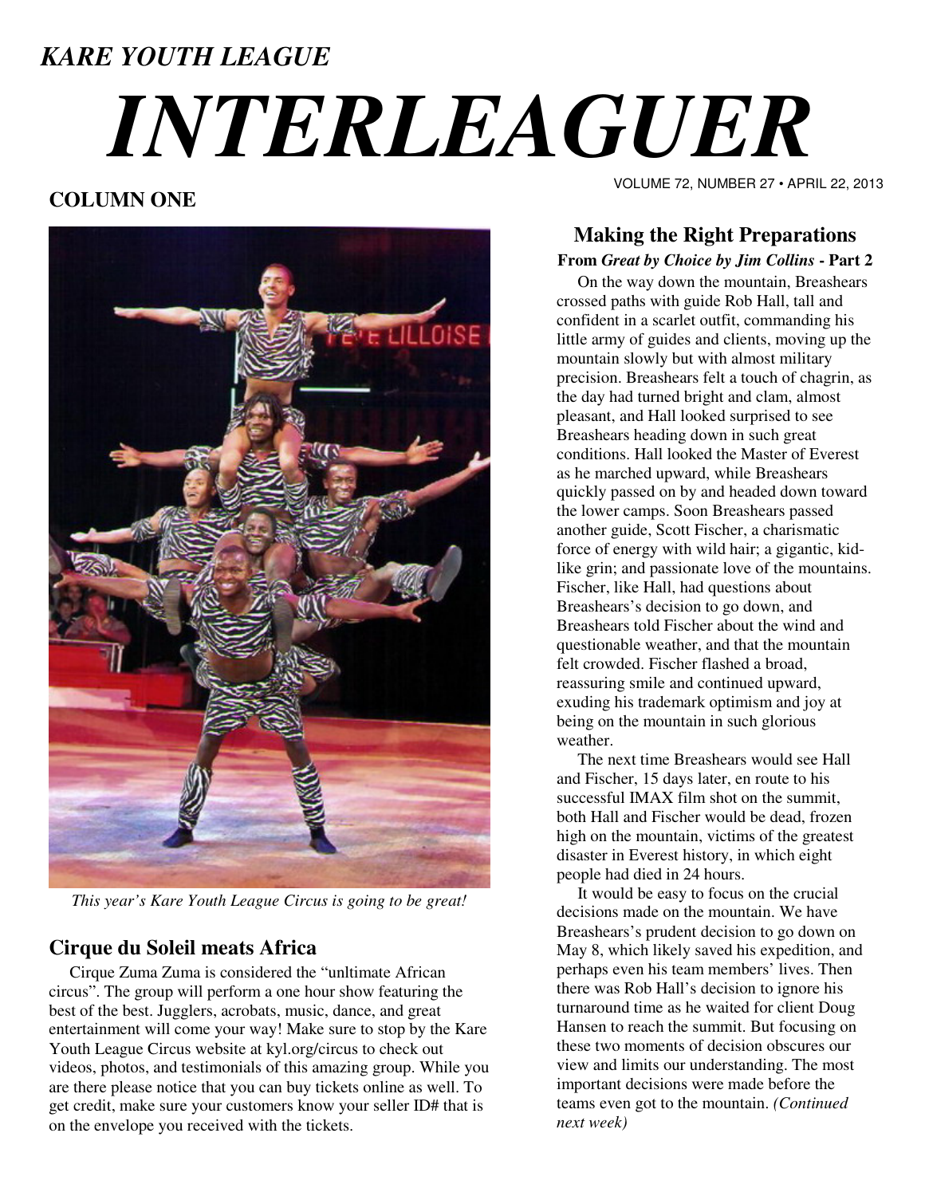*KARE YOUTH LEAGUE*

# *INTERLEAGUER*

VOLUME 72, NUMBER 27 • APRIL 22, 2013

## COLUMN ONE

*This year's Kare Youth League Circus is going to be great!*

### Cirque du Soleil meats Africa

Cirque Zuma Zuma is considered the "unltimate African circus". The group will perform a one hour show featuring the best of the best. Jugglers, acrobats, music, dance, and great entertainment will come your way! Make sure to stop by the Kare Youth League Circus website at kyl.org/circus to check out videos, photos, and testimonials of this amazing group. While you are there please notice that you can buy tickets online as well. To get credit, make sure your customers know your seller ID# that is on the envelope you received with the tickets.

## Making the Right Preparations

**From *Great by Choice by Jim Collins* - Part 2**

On the way down the mountain, Breashears crossed paths with guide Rob Hall, tall and confident in a scarlet outfit, commanding his little army of guides and clients, moving up the mountain slowly but with almost military precision. Breashears felt a touch of chagrin, as the day had turned bright and clam, almost pleasant, and Hall looked surprised to see Breashears heading down in such great conditions. Hall looked the Master of Everest as he marched upward, while Breashears quickly passed on by and headed down toward the lower camps. Soon Breashears passed another guide, Scott Fischer, a charismatic force of energy with wild hair; a gigantic, kid-like grin; and passionate love of the mountains. Fischer, like Hall, had questions about Breashears's decision to go down, and Breashears told Fischer about the wind and questionable weather, and that the mountain felt crowded. Fischer flashed a broad, reassuring smile and continued upward, exuding his trademark optimism and joy at being on the mountain in such glorious weather.

The next time Breashears would see Hall and Fischer, 15 days later, en route to his successful IMAX film shot on the summit, both Hall and Fischer would be dead, frozen high on the mountain, victims of the greatest disaster in Everest history, in which eight people had died in 24 hours.

It would be easy to focus on the crucial decisions made on the mountain. We have Breashears's prudent decision to go down on May 8, which likely saved his expedition, and perhaps even his team members' lives. Then there was Rob Hall's decision to ignore his turnaround time as he waited for client Doug Hansen to reach the summit. But focusing on these two moments of decision obscures our view and limits our understanding. The most important decisions were made before the teams even got to the mountain. *(Continued next week)*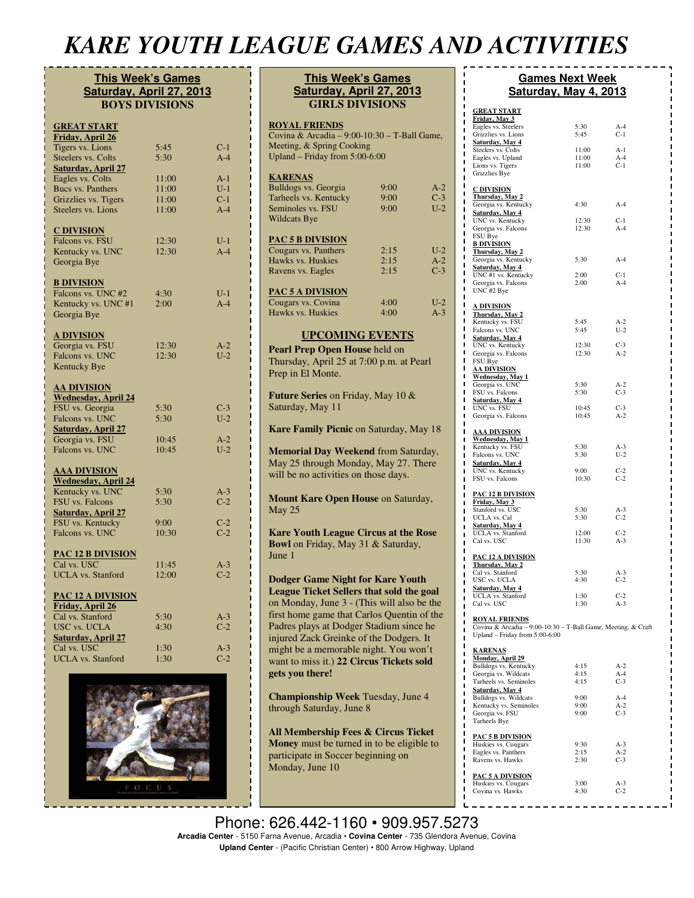# KARE YOUTH LEAGUE GAMES AND ACTIVITIES

## This Week's Games Saturday, April 27, 2013 BOYS DIVISIONS

**GREAT START**

**Friday, April 26**

| | | |
|---|---|---|
| Tigers vs. Lions | 5:45 | C-1 |
| Steelers vs. Colts | 5:30 | A-4 |

**Saturday, April 27**

| | | |
|---|---|---|
| Eagles vs. Colts | 11:00 | A-1 |
| Bucs vs. Panthers | 11:00 | U-1 |
| Grizzlies vs. Tigers | 11:00 | C-1 |
| Steelers vs. Lions | 11:00 | A-4 |

**C DIVISION**

| | | |
|---|---|---|
| Falcons vs. FSU | 12:30 | U-1 |
| Kentucky vs. UNC | 12:30 | A-4 |
| Georgia Bye | | |

**B DIVISION**

| | | |
|---|---|---|
| Falcons vs. UNC #2 | 4:30 | U-1 |
| Kentucky vs. UNC #1 | 2:00 | A-4 |
| Georgia Bye | | |

**A DIVISION**

| | | |
|---|---|---|
| Georgia vs. FSU | 12:30 | A-2 |
| Falcons vs. UNC | 12:30 | U-2 |
| Kentucky Bye | | |

**AA DIVISION**

**Wednesday, April 24**

| | | |
|---|---|---|
| FSU vs. Georgia | 5:30 | C-3 |
| Falcons vs. UNC | 5:30 | U-2 |

**Saturday, April 27**

| | | |
|---|---|---|
| Georgia vs. FSU | 10:45 | A-2 |
| Falcons vs. UNC | 10:45 | U-2 |

**AAA DIVISION**

**Wednesday, April 24**

| | | |
|---|---|---|
| Kentucky vs. UNC | 5:30 | A-3 |
| FSU vs. Falcons | 5:30 | C-2 |

**Saturday, April 27**

| | | |
|---|---|---|
| FSU vs. Kentucky | 9:00 | C-2 |
| Falcons vs. UNC | 10:30 | C-2 |

**PAC 12 B DIVISION**

| | | |
|---|---|---|
| Cal vs. USC | 11:45 | A-3 |
| UCLA vs. Stanford | 12:00 | C-2 |

**PAC 12 A DIVISION**

**Friday, April 26**

| | | |
|---|---|---|
| Cal vs. Stanford | 5:30 | A-3 |
| USC vs. UCLA | 4:30 | C-2 |

**Saturday, April 27**

| | | |
|---|---|---|
| Cal vs. USC | 1:30 | A-3 |
| UCLA vs. Stanford | 1:30 | C-2 |

FOCUS

## This Week's Games Saturday, April 27, 2013 GIRLS DIVISIONS

**ROYAL FRIENDS**

Covina & Arcadia – 9:00-10:30 – T-Ball Game, Meeting, & Spring Cooking

Upland – Friday from 5:00-6:00

**KARENAS**

| | | |
|---|---|---|
| Bulldogs vs. Georgia | 9:00 | A-2 |
| Tarheels vs. Kentucky | 9:00 | C-3 |
| Seminoles vs. FSU | 9:00 | U-2 |
| Wildcats Bye | | |

**PAC 5 B DIVISION**

| | | |
|---|---|---|
| Cougars vs. Panthers | 2:15 | U-2 |
| Hawks vs. Huskies | 2:15 | A-2 |
| Ravens vs. Eagles | 2:15 | C-3 |

**PAC 5 A DIVISION**

| | | |
|---|---|---|
| Cougars vs. Covina | 4:00 | U-2 |
| Hawks vs. Huskies | 4:00 | A-3 |

## UPCOMING EVENTS

**Pearl Prep Open House** held on Thursday, April 25 at 7:00 p.m. at Pearl Prep in El Monte.

**Future Series** on Friday, May 10 & Saturday, May 11

**Kare Family Picnic** on Saturday, May 18

**Memorial Day Weekend** from Saturday, May 25 through Monday, May 27. There will be no activities on those days.

**Mount Kare Open House** on Saturday, May 25

**Kare Youth League Circus at the Rose Bowl** on Friday, May 31 & Saturday, June 1

**Dodger Game Night for Kare Youth League Ticket Sellers that sold the goal** on Monday, June 3 - (This will also be the first home game that Carlos Quentin of the Padres plays at Dodger Stadium since he injured Zack Greinke of the Dodgers. It might be a memorable night. You won't want to miss it.) **22 Circus Tickets sold gets you there!**

**Championship Week** Tuesday, June 4 through Saturday, June 8

**All Membership Fees & Circus Ticket Money** must be turned in to be eligible to participate in Soccer beginning on Monday, June 10

## Games Next Week Saturday, May 4, 2013

**GREAT START**

**Friday, May 3**

| | | |
|---|---|---|
| Eagles vs. Steelers | 5:30 | A-4 |
| Grizzlies vs. Lions | 5:45 | C-1 |

**Saturday, May 4**

| | | |
|---|---|---|
| Steelers vs. Colts | 11:00 | A-1 |
| Eagles vs. Upland | 11:00 | A-4 |
| Lions vs. Tigers | 11:00 | C-1 |
| Grizzlies Bye | | |

**C DIVISION**

**Thursday, May 2**

| | | |
|---|---|---|
| Georgia vs. Kentucky | 4:30 | A-4 |

**Saturday, May 4**

| | | |
|---|---|---|
| UNC vs. Kentucky | 12:30 | C-1 |
| Georgia vs. Falcons | 12:30 | A-4 |
| FSU Bye | | |

**B DIVISION**

**Thursday, May 2**

| | | |
|---|---|---|
| Georgia vs. Kentucky | 5:30 | A-4 |

**Saturday, May 4**

| | | |
|---|---|---|
| UNC #1 vs. Kentucky | 2:00 | C-1 |
| Georgia vs. Falcons | 2:00 | A-4 |
| UNC #2 Bye | | |

**A DIVISION**

**Thursday, May 2**

| | | |
|---|---|---|
| Kentucky vs. FSU | 5:45 | A-2 |
| Falcons vs. UNC | 5:45 | U-2 |

**Saturday, May 4**

| | | |
|---|---|---|
| UNC vs. Kentucky | 12:30 | C-3 |
| Georgia vs. Falcons | 12:30 | A-2 |
| FSU Bye | | |

**AA DIVISION**

**Wednesday, May 1**

| | | |
|---|---|---|
| Georgia vs. UNC | 5:30 | A-2 |
| FSU vs. Falcons | 5:30 | C-3 |

**Saturday, May 4**

| | | |
|---|---|---|
| UNC vs. FSU | 10:45 | C-3 |
| Georgia vs. Falcons | 10:45 | A-2 |

**AAA DIVISION**

**Wednesday, May 1**

| | | |
|---|---|---|
| Kentucky vs. FSU | 5:30 | A-3 |
| Falcons vs. UNC | 5:30 | U-2 |

**Saturday, May 4**

| | | |
|---|---|---|
| UNC vs. Kentucky | 9:00 | C-2 |
| FSU vs. Falcons | 10:30 | C-2 |

**PAC 12 B DIVISION**

**Friday, May 3**

| | | |
|---|---|---|
| Stanford vs. USC | 5:30 | A-3 |
| UCLA vs. Cal | 5:30 | C-2 |

**Saturday, May 4**

| | | |
|---|---|---|
| UCLA vs. Stanford | 12:00 | C-2 |
| Cal vs. USC | 11:30 | A-3 |

**PAC 12 A DIVISION**

**Thursday, May 2**

| | | |
|---|---|---|
| Cal vs. Stanford | 5:30 | A-3 |
| USC vs. UCLA | 4:30 | C-2 |

**Saturday, May 4**

| | | |
|---|---|---|
| UCLA vs. Stanford | 1:30 | C-2 |
| Cal vs. USC | 1:30 | A-3 |

**ROYAL FRIENDS**

Covina & Arcadia – 9:00-10:30 – T-Ball Game, Meeting, & Craft

Upland – Friday from 5:00-6:00

**KARENAS**

**Monday, April 29**

| | | |
|---|---|---|
| Bulldogs vs. Kentucky | 4:15 | A-2 |
| Georgia vs. Wildcats | 4:15 | A-4 |
| Tarheels vs. Seminoles | 4:15 | C-3 |

**Saturday, May 4**

| | | |
|---|---|---|
| Bulldogs vs. Wildcats | 9:00 | A-4 |
| Kentucky vs. Seminoles | 9:00 | A-2 |
| Georgia vs. FSU | 9:00 | C-3 |
| Tarheels Bye | | |

**PAC 5 B DIVISION**

| | | |
|---|---|---|
| Huskies vs. Cougars | 9:30 | A-3 |
| Eagles vs. Panthers | 2:15 | A-2 |
| Ravens vs. Hawks | 2:30 | C-3 |

**PAC 5 A DIVISION**

| | | |
|---|---|---|
| Huskies vs. Cougars | 3:00 | A-3 |
| Covina vs. Hawks | 4:30 | C-2 |

Phone: 626.442-1160 • 909.957.5273

**Arcadia Center** - 5150 Farna Avenue, Arcadia • **Covina Center** - 735 Glendora Avenue, Covina

**Upland Center** - (Pacific Christian Center) • 800 Arrow Highway, Upland